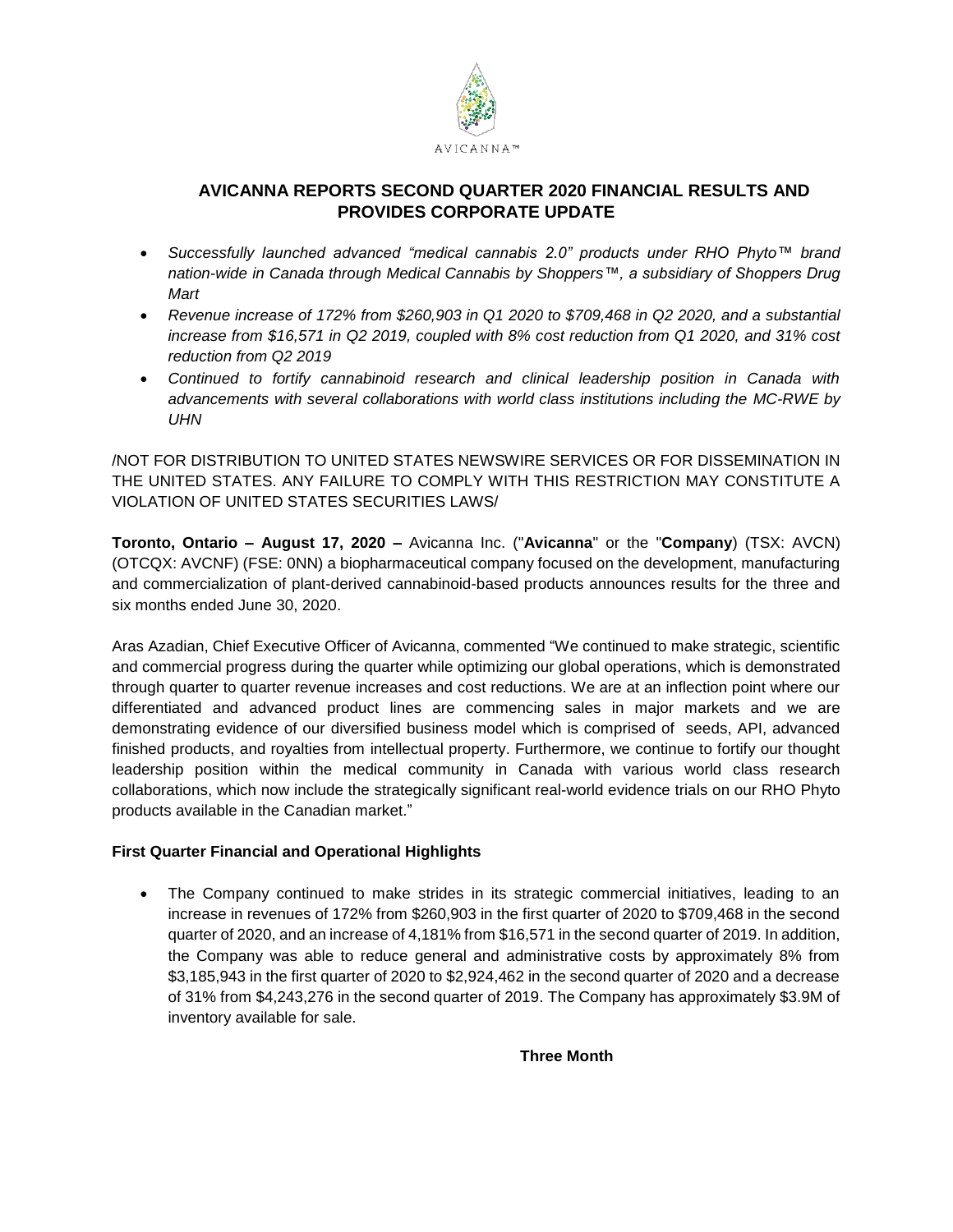AVICANNA™

# AVICANNA REPORTS SECOND QUARTER 2020 FINANCIAL RESULTS AND PROVIDES CORPORATE UPDATE

- *Successfully launched advanced "medical cannabis 2.0" products under RHO Phyto™ brand nation-wide in Canada through Medical Cannabis by Shoppers™, a subsidiary of Shoppers Drug Mart*
- *Revenue increase of 172% from $260,903 in Q1 2020 to $709,468 in Q2 2020, and a substantial increase from $16,571 in Q2 2019, coupled with 8% cost reduction from Q1 2020, and 31% cost reduction from Q2 2019*
- *Continued to fortify cannabinoid research and clinical leadership position in Canada with advancements with several collaborations with world class institutions including the MC-RWE by UHN*

/NOT FOR DISTRIBUTION TO UNITED STATES NEWSWIRE SERVICES OR FOR DISSEMINATION IN THE UNITED STATES. ANY FAILURE TO COMPLY WITH THIS RESTRICTION MAY CONSTITUTE A VIOLATION OF UNITED STATES SECURITIES LAWS/

**Toronto, Ontario – August 17, 2020 –** Avicanna Inc. ("**Avicanna**" or the "**Company**) (TSX: AVCN) (OTCQX: AVCNF) (FSE: 0NN) a biopharmaceutical company focused on the development, manufacturing and commercialization of plant-derived cannabinoid-based products announces results for the three and six months ended June 30, 2020.

Aras Azadian, Chief Executive Officer of Avicanna, commented "We continued to make strategic, scientific and commercial progress during the quarter while optimizing our global operations, which is demonstrated through quarter to quarter revenue increases and cost reductions. We are at an inflection point where our differentiated and advanced product lines are commencing sales in major markets and we are demonstrating evidence of our diversified business model which is comprised of seeds, API, advanced finished products, and royalties from intellectual property. Furthermore, we continue to fortify our thought leadership position within the medical community in Canada with various world class research collaborations, which now include the strategically significant real-world evidence trials on our RHO Phyto products available in the Canadian market."

**First Quarter Financial and Operational Highlights**

- The Company continued to make strides in its strategic commercial initiatives, leading to an increase in revenues of 172% from $260,903 in the first quarter of 2020 to $709,468 in the second quarter of 2020, and an increase of 4,181% from $16,571 in the second quarter of 2019. In addition, the Company was able to reduce general and administrative costs by approximately 8% from $3,185,943 in the first quarter of 2020 to $2,924,462 in the second quarter of 2020 and a decrease of 31% from $4,243,276 in the second quarter of 2019. The Company has approximately $3.9M of inventory available for sale.

**Three Month**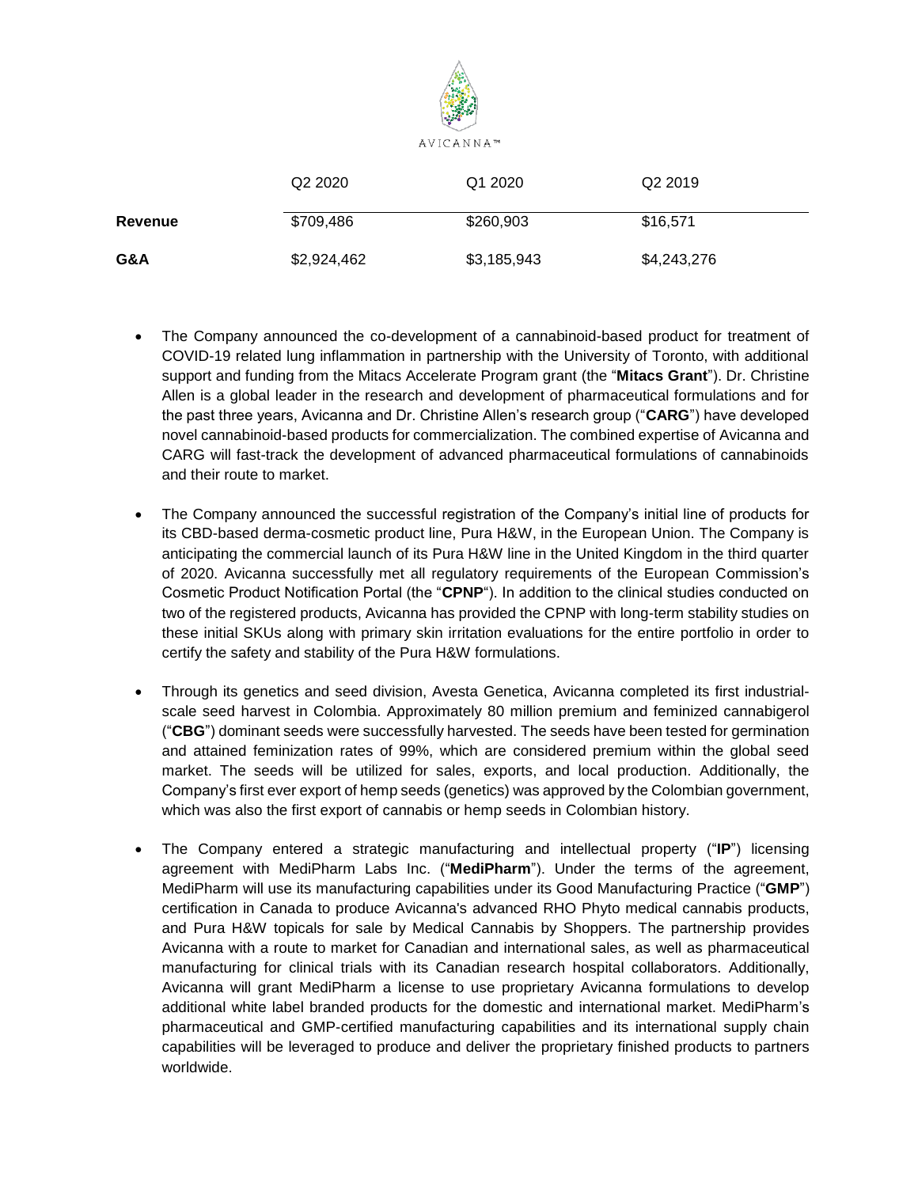| | Q2 2020 | Q1 2020 | Q2 2019 |
|---|---|---|---|
| **Revenue** | $709,486 | $260,903 | $16,571 |
| **G&A** | $2,924,462 | $3,185,943 | $4,243,276 |

- The Company announced the co-development of a cannabinoid-based product for treatment of COVID-19 related lung inflammation in partnership with the University of Toronto, with additional support and funding from the Mitacs Accelerate Program grant (the "**Mitacs Grant**"). Dr. Christine Allen is a global leader in the research and development of pharmaceutical formulations and for the past three years, Avicanna and Dr. Christine Allen's research group ("**CARG**") have developed novel cannabinoid-based products for commercialization. The combined expertise of Avicanna and CARG will fast-track the development of advanced pharmaceutical formulations of cannabinoids and their route to market.

- The Company announced the successful registration of the Company's initial line of products for its CBD-based derma-cosmetic product line, Pura H&W, in the European Union. The Company is anticipating the commercial launch of its Pura H&W line in the United Kingdom in the third quarter of 2020. Avicanna successfully met all regulatory requirements of the European Commission's Cosmetic Product Notification Portal (the "**CPNP**"). In addition to the clinical studies conducted on two of the registered products, Avicanna has provided the CPNP with long-term stability studies on these initial SKUs along with primary skin irritation evaluations for the entire portfolio in order to certify the safety and stability of the Pura H&W formulations.

- Through its genetics and seed division, Avesta Genetica, Avicanna completed its first industrial-scale seed harvest in Colombia. Approximately 80 million premium and feminized cannabigerol ("**CBG**") dominant seeds were successfully harvested. The seeds have been tested for germination and attained feminization rates of 99%, which are considered premium within the global seed market. The seeds will be utilized for sales, exports, and local production. Additionally, the Company's first ever export of hemp seeds (genetics) was approved by the Colombian government, which was also the first export of cannabis or hemp seeds in Colombian history.

- The Company entered a strategic manufacturing and intellectual property ("**IP**") licensing agreement with MediPharm Labs Inc. ("**MediPharm**"). Under the terms of the agreement, MediPharm will use its manufacturing capabilities under its Good Manufacturing Practice ("**GMP**") certification in Canada to produce Avicanna's advanced RHO Phyto medical cannabis products, and Pura H&W topicals for sale by Medical Cannabis by Shoppers. The partnership provides Avicanna with a route to market for Canadian and international sales, as well as pharmaceutical manufacturing for clinical trials with its Canadian research hospital collaborators. Additionally, Avicanna will grant MediPharm a license to use proprietary Avicanna formulations to develop additional white label branded products for the domestic and international market. MediPharm's pharmaceutical and GMP-certified manufacturing capabilities and its international supply chain capabilities will be leveraged to produce and deliver the proprietary finished products to partners worldwide.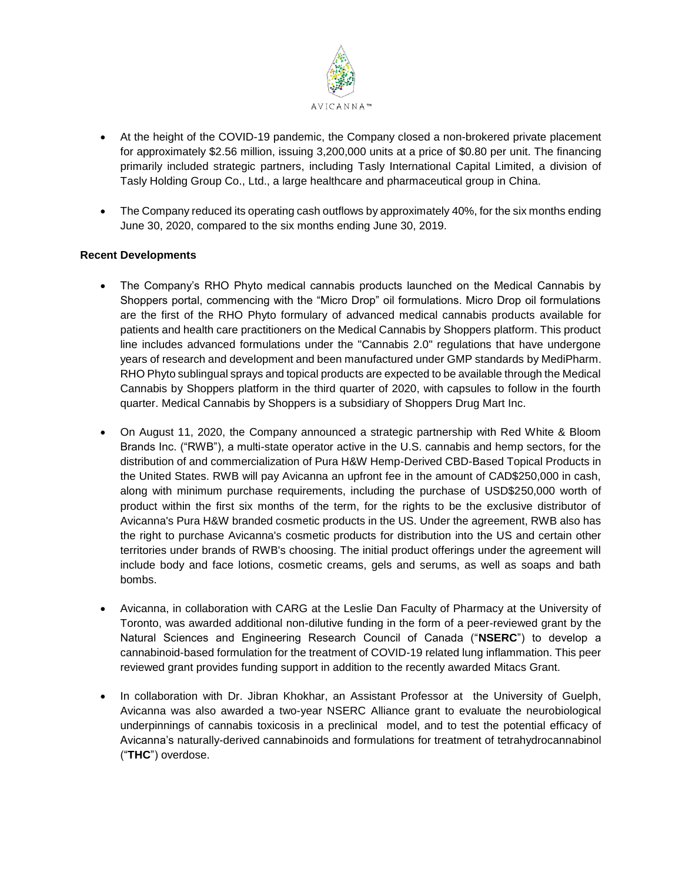- At the height of the COVID-19 pandemic, the Company closed a non-brokered private placement for approximately $2.56 million, issuing 3,200,000 units at a price of $0.80 per unit. The financing primarily included strategic partners, including Tasly International Capital Limited, a division of Tasly Holding Group Co., Ltd., a large healthcare and pharmaceutical group in China.
- The Company reduced its operating cash outflows by approximately 40%, for the six months ending June 30, 2020, compared to the six months ending June 30, 2019.

**Recent Developments**

- The Company's RHO Phyto medical cannabis products launched on the Medical Cannabis by Shoppers portal, commencing with the "Micro Drop" oil formulations. Micro Drop oil formulations are the first of the RHO Phyto formulary of advanced medical cannabis products available for patients and health care practitioners on the Medical Cannabis by Shoppers platform. This product line includes advanced formulations under the "Cannabis 2.0" regulations that have undergone years of research and development and been manufactured under GMP standards by MediPharm. RHO Phyto sublingual sprays and topical products are expected to be available through the Medical Cannabis by Shoppers platform in the third quarter of 2020, with capsules to follow in the fourth quarter. Medical Cannabis by Shoppers is a subsidiary of Shoppers Drug Mart Inc.
- On August 11, 2020, the Company announced a strategic partnership with Red White & Bloom Brands Inc. ("RWB"), a multi-state operator active in the U.S. cannabis and hemp sectors, for the distribution of and commercialization of Pura H&W Hemp-Derived CBD-Based Topical Products in the United States. RWB will pay Avicanna an upfront fee in the amount of CAD$250,000 in cash, along with minimum purchase requirements, including the purchase of USD$250,000 worth of product within the first six months of the term, for the rights to be the exclusive distributor of Avicanna's Pura H&W branded cosmetic products in the US. Under the agreement, RWB also has the right to purchase Avicanna's cosmetic products for distribution into the US and certain other territories under brands of RWB's choosing. The initial product offerings under the agreement will include body and face lotions, cosmetic creams, gels and serums, as well as soaps and bath bombs.
- Avicanna, in collaboration with CARG at the Leslie Dan Faculty of Pharmacy at the University of Toronto, was awarded additional non-dilutive funding in the form of a peer-reviewed grant by the Natural Sciences and Engineering Research Council of Canada ("**NSERC**") to develop a cannabinoid-based formulation for the treatment of COVID-19 related lung inflammation. This peer reviewed grant provides funding support in addition to the recently awarded Mitacs Grant.
- In collaboration with Dr. Jibran Khokhar, an Assistant Professor at the University of Guelph, Avicanna was also awarded a two-year NSERC Alliance grant to evaluate the neurobiological underpinnings of cannabis toxicosis in a preclinical model, and to test the potential efficacy of Avicanna's naturally-derived cannabinoids and formulations for treatment of tetrahydrocannabinol ("**THC**") overdose.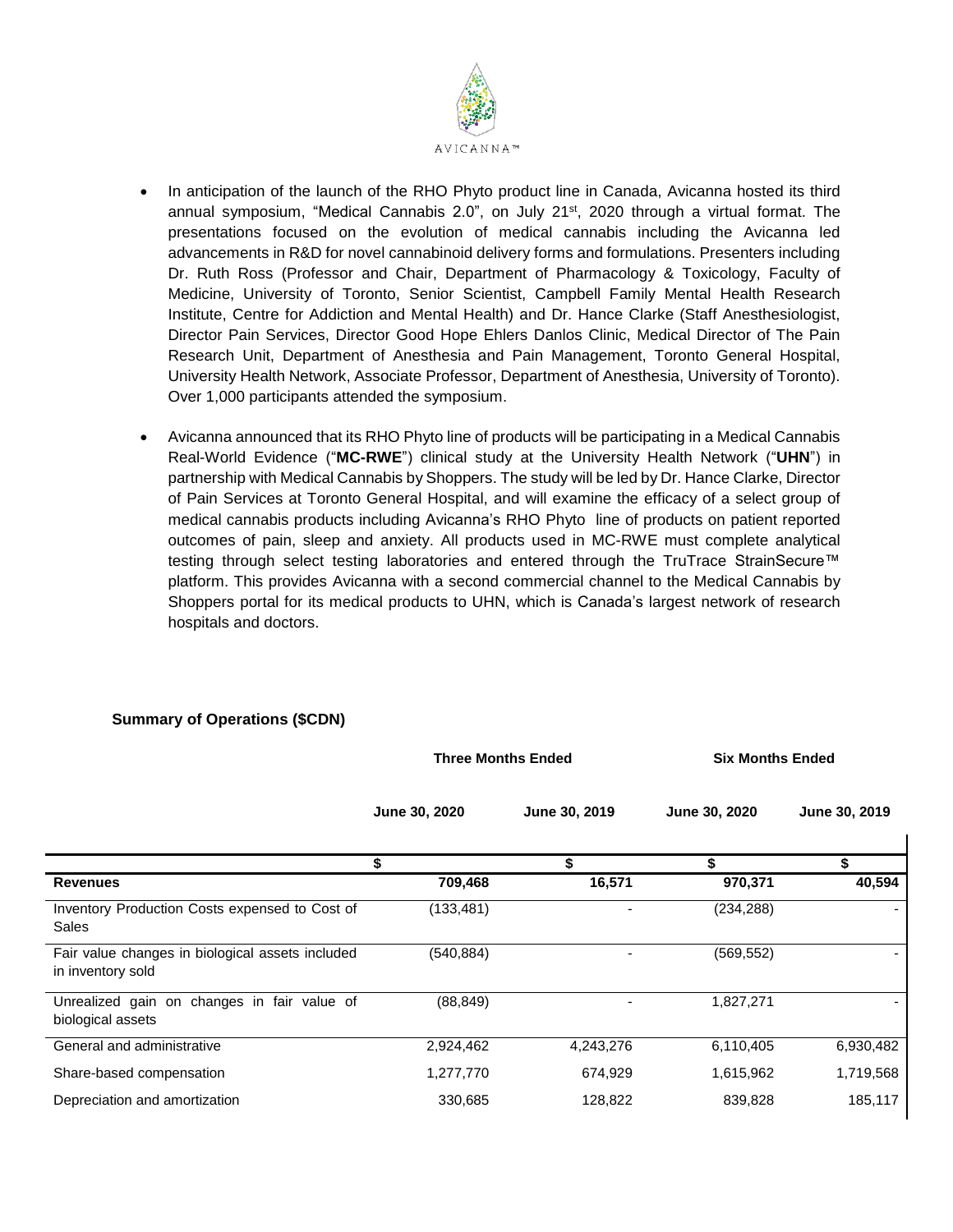- In anticipation of the launch of the RHO Phyto product line in Canada, Avicanna hosted its third annual symposium, "Medical Cannabis 2.0", on July 21st, 2020 through a virtual format. The presentations focused on the evolution of medical cannabis including the Avicanna led advancements in R&D for novel cannabinoid delivery forms and formulations. Presenters including Dr. Ruth Ross (Professor and Chair, Department of Pharmacology & Toxicology, Faculty of Medicine, University of Toronto, Senior Scientist, Campbell Family Mental Health Research Institute, Centre for Addiction and Mental Health) and Dr. Hance Clarke (Staff Anesthesiologist, Director Pain Services, Director Good Hope Ehlers Danlos Clinic, Medical Director of The Pain Research Unit, Department of Anesthesia and Pain Management, Toronto General Hospital, University Health Network, Associate Professor, Department of Anesthesia, University of Toronto). Over 1,000 participants attended the symposium.

- Avicanna announced that its RHO Phyto line of products will be participating in a Medical Cannabis Real-World Evidence ("**MC-RWE**") clinical study at the University Health Network ("**UHN**") in partnership with Medical Cannabis by Shoppers. The study will be led by Dr. Hance Clarke, Director of Pain Services at Toronto General Hospital, and will examine the efficacy of a select group of medical cannabis products including Avicanna's RHO Phyto line of products on patient reported outcomes of pain, sleep and anxiety. All products used in MC-RWE must complete analytical testing through select testing laboratories and entered through the TruTrace StrainSecure™ platform. This provides Avicanna with a second commercial channel to the Medical Cannabis by Shoppers portal for its medical products to UHN, which is Canada's largest network of research hospitals and doctors.

**Summary of Operations ($CDN)**

| | Three Months Ended | | Six Months Ended | |
|---|---|---|---|---|
| | June 30, 2020 | June 30, 2019 | June 30, 2020 | June 30, 2019 |
| | $ | $ | $ | $ |
| **Revenues** | **709,468** | **16,571** | **970,371** | **40,594** |
| Inventory Production Costs expensed to Cost of Sales | (133,481) | - | (234,288) | - |
| Fair value changes in biological assets included in inventory sold | (540,884) | - | (569,552) | - |
| Unrealized gain on changes in fair value of biological assets | (88,849) | - | 1,827,271 | - |
| General and administrative | 2,924,462 | 4,243,276 | 6,110,405 | 6,930,482 |
| Share-based compensation | 1,277,770 | 674,929 | 1,615,962 | 1,719,568 |
| Depreciation and amortization | 330,685 | 128,822 | 839,828 | 185,117 |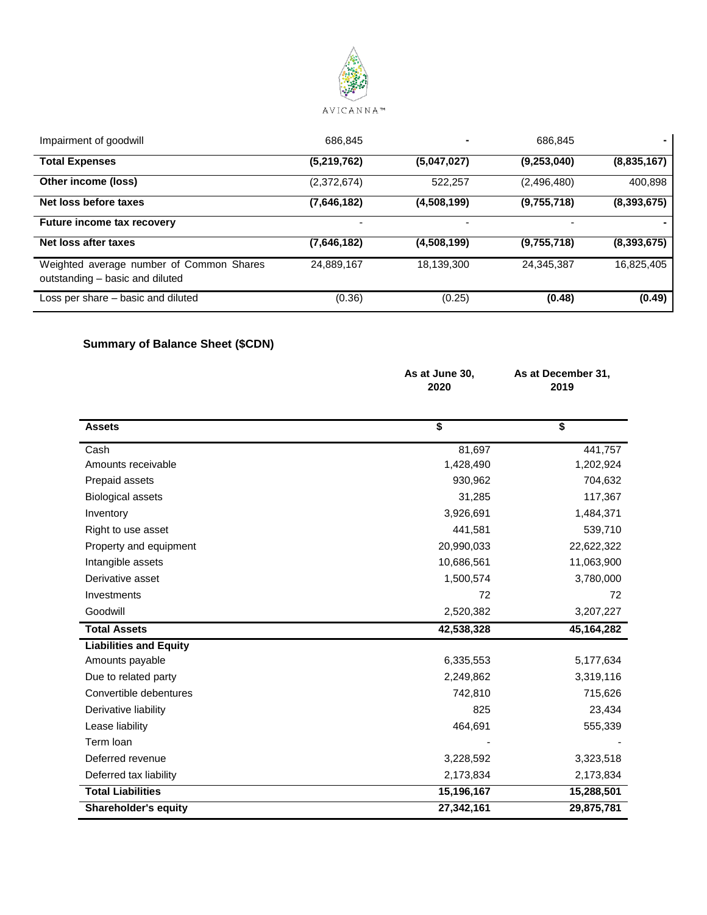| | | | | |
|---|---|---|---|---|
| Impairment of goodwill | 686,845 | - | 686,845 | - |
| **Total Expenses** | **(5,219,762)** | **(5,047,027)** | **(9,253,040)** | **(8,835,167)** |
| **Other income (loss)** | (2,372,674) | 522,257 | (2,496,480) | 400,898 |
| **Net loss before taxes** | **(7,646,182)** | **(4,508,199)** | **(9,755,718)** | **(8,393,675)** |
| **Future income tax recovery** | - | - | - | - |
| **Net loss after taxes** | **(7,646,182)** | **(4,508,199)** | **(9,755,718)** | **(8,393,675)** |
| Weighted average number of Common Shares outstanding – basic and diluted | 24,889,167 | 18,139,300 | 24,345,387 | 16,825,405 |
| Loss per share – basic and diluted | (0.36) | (0.25) | **(0.48)** | **(0.49)** |

## Summary of Balance Sheet ($CDN)

| | As at June 30, 2020 | As at December 31, 2019 |
|---|---|---|
| **Assets** | **$** | **$** |
| Cash | 81,697 | 441,757 |
| Amounts receivable | 1,428,490 | 1,202,924 |
| Prepaid assets | 930,962 | 704,632 |
| Biological assets | 31,285 | 117,367 |
| Inventory | 3,926,691 | 1,484,371 |
| Right to use asset | 441,581 | 539,710 |
| Property and equipment | 20,990,033 | 22,622,322 |
| Intangible assets | 10,686,561 | 11,063,900 |
| Derivative asset | 1,500,574 | 3,780,000 |
| Investments | 72 | 72 |
| Goodwill | 2,520,382 | 3,207,227 |
| **Total Assets** | **42,538,328** | **45,164,282** |
| **Liabilities and Equity** | | |
| Amounts payable | 6,335,553 | 5,177,634 |
| Due to related party | 2,249,862 | 3,319,116 |
| Convertible debentures | 742,810 | 715,626 |
| Derivative liability | 825 | 23,434 |
| Lease liability | 464,691 | 555,339 |
| Term loan | - | - |
| Deferred revenue | 3,228,592 | 3,323,518 |
| Deferred tax liability | 2,173,834 | 2,173,834 |
| **Total Liabilities** | **15,196,167** | **15,288,501** |
| **Shareholder's equity** | **27,342,161** | **29,875,781** |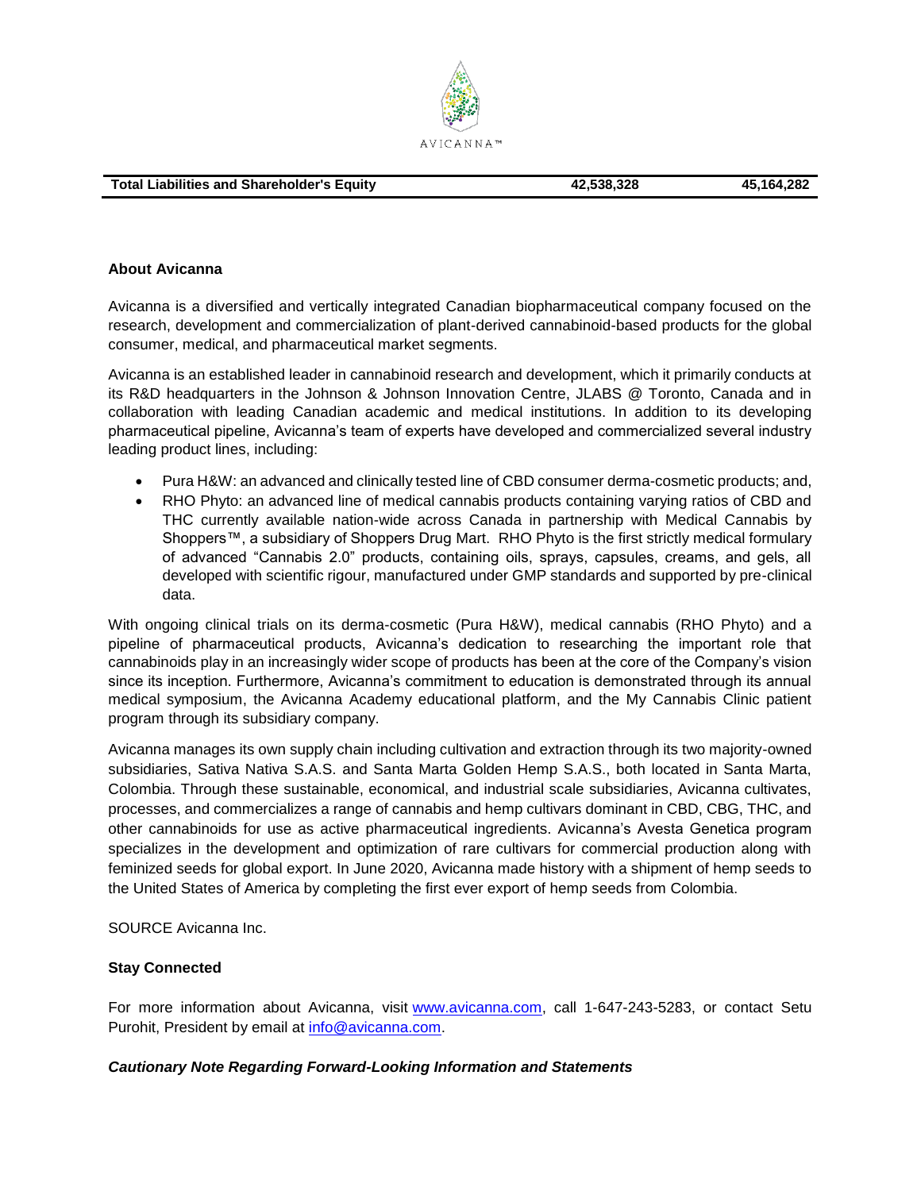| Total Liabilities and Shareholder's Equity | 42,538,328 | 45,164,282 |
|---|---|---|

**About Avicanna**

Avicanna is a diversified and vertically integrated Canadian biopharmaceutical company focused on the research, development and commercialization of plant-derived cannabinoid-based products for the global consumer, medical, and pharmaceutical market segments.

Avicanna is an established leader in cannabinoid research and development, which it primarily conducts at its R&D headquarters in the Johnson & Johnson Innovation Centre, JLABS @ Toronto, Canada and in collaboration with leading Canadian academic and medical institutions. In addition to its developing pharmaceutical pipeline, Avicanna's team of experts have developed and commercialized several industry leading product lines, including:

- Pura H&W: an advanced and clinically tested line of CBD consumer derma-cosmetic products; and,
- RHO Phyto: an advanced line of medical cannabis products containing varying ratios of CBD and THC currently available nation-wide across Canada in partnership with Medical Cannabis by Shoppers™, a subsidiary of Shoppers Drug Mart. RHO Phyto is the first strictly medical formulary of advanced "Cannabis 2.0" products, containing oils, sprays, capsules, creams, and gels, all developed with scientific rigour, manufactured under GMP standards and supported by pre-clinical data.

With ongoing clinical trials on its derma-cosmetic (Pura H&W), medical cannabis (RHO Phyto) and a pipeline of pharmaceutical products, Avicanna's dedication to researching the important role that cannabinoids play in an increasingly wider scope of products has been at the core of the Company's vision since its inception. Furthermore, Avicanna's commitment to education is demonstrated through its annual medical symposium, the Avicanna Academy educational platform, and the My Cannabis Clinic patient program through its subsidiary company.

Avicanna manages its own supply chain including cultivation and extraction through its two majority-owned subsidiaries, Sativa Nativa S.A.S. and Santa Marta Golden Hemp S.A.S., both located in Santa Marta, Colombia. Through these sustainable, economical, and industrial scale subsidiaries, Avicanna cultivates, processes, and commercializes a range of cannabis and hemp cultivars dominant in CBD, CBG, THC, and other cannabinoids for use as active pharmaceutical ingredients. Avicanna's Avesta Genetica program specializes in the development and optimization of rare cultivars for commercial production along with feminized seeds for global export. In June 2020, Avicanna made history with a shipment of hemp seeds to the United States of America by completing the first ever export of hemp seeds from Colombia.

SOURCE Avicanna Inc.

**Stay Connected**

For more information about Avicanna, visit www.avicanna.com, call 1-647-243-5283, or contact Setu Purohit, President by email at info@avicanna.com.

***Cautionary Note Regarding Forward-Looking Information and Statements***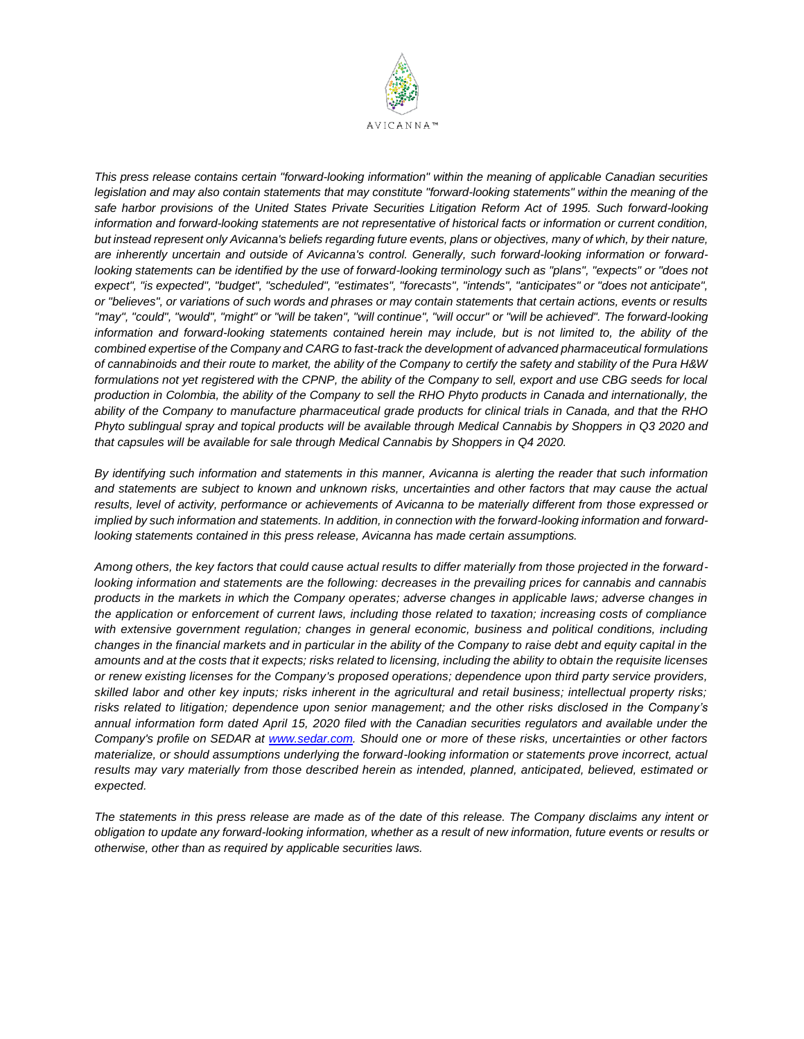*This press release contains certain "forward-looking information" within the meaning of applicable Canadian securities legislation and may also contain statements that may constitute "forward-looking statements" within the meaning of the safe harbor provisions of the United States Private Securities Litigation Reform Act of 1995. Such forward-looking information and forward-looking statements are not representative of historical facts or information or current condition, but instead represent only Avicanna's beliefs regarding future events, plans or objectives, many of which, by their nature, are inherently uncertain and outside of Avicanna's control. Generally, such forward-looking information or forward-looking statements can be identified by the use of forward-looking terminology such as "plans", "expects" or "does not expect", "is expected", "budget", "scheduled", "estimates", "forecasts", "intends", "anticipates" or "does not anticipate", or "believes", or variations of such words and phrases or may contain statements that certain actions, events or results "may", "could", "would", "might" or "will be taken", "will continue", "will occur" or "will be achieved". The forward-looking information and forward-looking statements contained herein may include, but is not limited to, the ability of the combined expertise of the Company and CARG to fast-track the development of advanced pharmaceutical formulations of cannabinoids and their route to market, the ability of the Company to certify the safety and stability of the Pura H&W formulations not yet registered with the CPNP, the ability of the Company to sell, export and use CBG seeds for local production in Colombia, the ability of the Company to sell the RHO Phyto products in Canada and internationally, the ability of the Company to manufacture pharmaceutical grade products for clinical trials in Canada, and that the RHO Phyto sublingual spray and topical products will be available through Medical Cannabis by Shoppers in Q3 2020 and that capsules will be available for sale through Medical Cannabis by Shoppers in Q4 2020.*

*By identifying such information and statements in this manner, Avicanna is alerting the reader that such information and statements are subject to known and unknown risks, uncertainties and other factors that may cause the actual results, level of activity, performance or achievements of Avicanna to be materially different from those expressed or implied by such information and statements. In addition, in connection with the forward-looking information and forward-looking statements contained in this press release, Avicanna has made certain assumptions.*

*Among others, the key factors that could cause actual results to differ materially from those projected in the forward-looking information and statements are the following: decreases in the prevailing prices for cannabis and cannabis products in the markets in which the Company operates; adverse changes in applicable laws; adverse changes in the application or enforcement of current laws, including those related to taxation; increasing costs of compliance with extensive government regulation; changes in general economic, business and political conditions, including changes in the financial markets and in particular in the ability of the Company to raise debt and equity capital in the amounts and at the costs that it expects; risks related to licensing, including the ability to obtain the requisite licenses or renew existing licenses for the Company's proposed operations; dependence upon third party service providers, skilled labor and other key inputs; risks inherent in the agricultural and retail business; intellectual property risks; risks related to litigation; dependence upon senior management; and the other risks disclosed in the Company's annual information form dated April 15, 2020 filed with the Canadian securities regulators and available under the Company's profile on SEDAR at [www.sedar.com](http://www.sedar.com). Should one or more of these risks, uncertainties or other factors materialize, or should assumptions underlying the forward-looking information or statements prove incorrect, actual results may vary materially from those described herein as intended, planned, anticipated, believed, estimated or expected.*

*The statements in this press release are made as of the date of this release. The Company disclaims any intent or obligation to update any forward-looking information, whether as a result of new information, future events or results or otherwise, other than as required by applicable securities laws.*